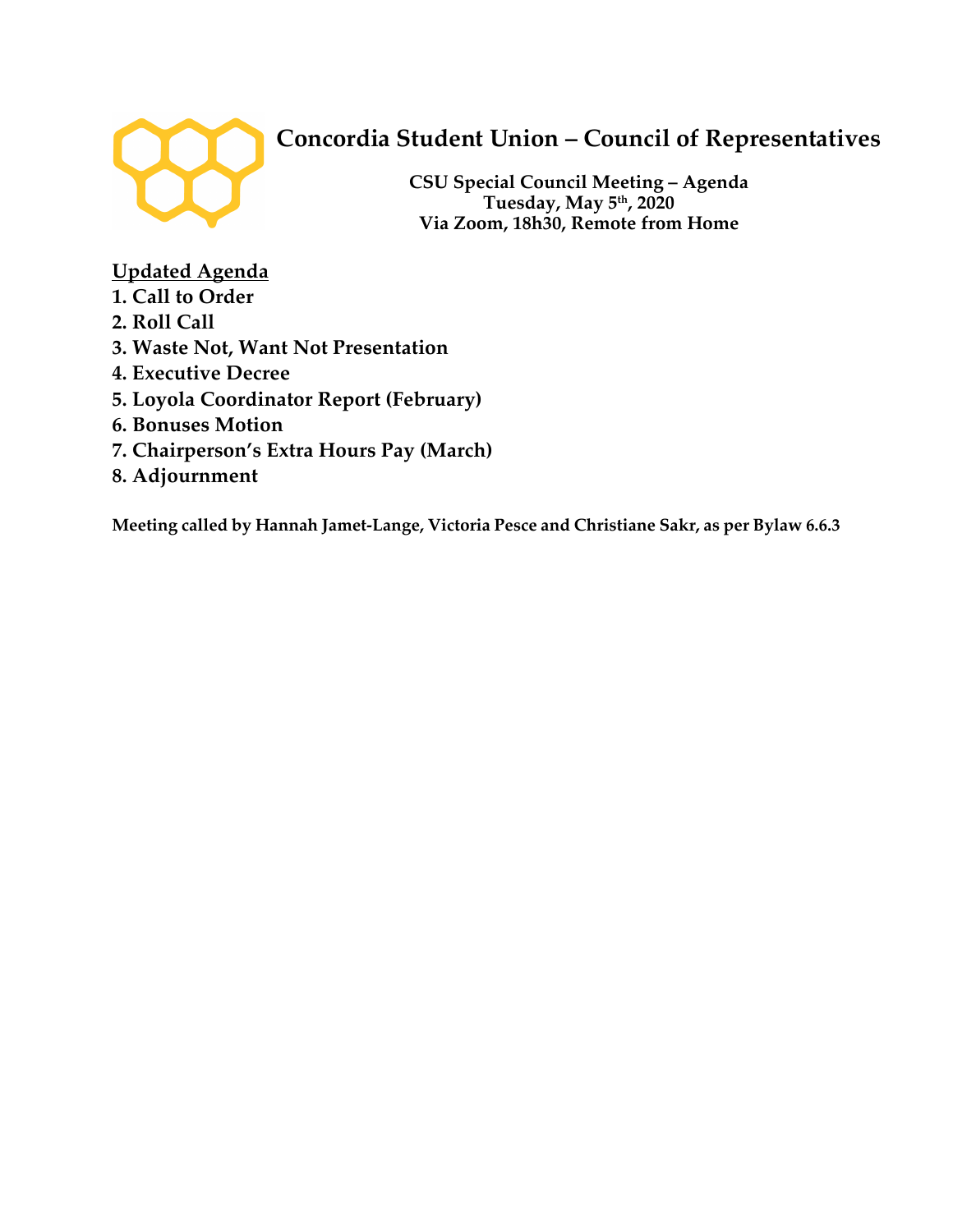# Concordia Student Union – Council of Representatives

**CSU Special Council Meeting – Agenda**
**Tuesday, May 5th, 2020**
**Via Zoom, 18h30, Remote from Home**

**Updated Agenda**

1. **Call to Order**
2. **Roll Call**
3. **Waste Not, Want Not Presentation**
4. **Executive Decree**
5. **Loyola Coordinator Report (February)**
6. **Bonuses Motion**
7. **Chairperson's Extra Hours Pay (March)**
8. **Adjournment**

**Meeting called by Hannah Jamet-Lange, Victoria Pesce and Christiane Sakr, as per Bylaw 6.6.3**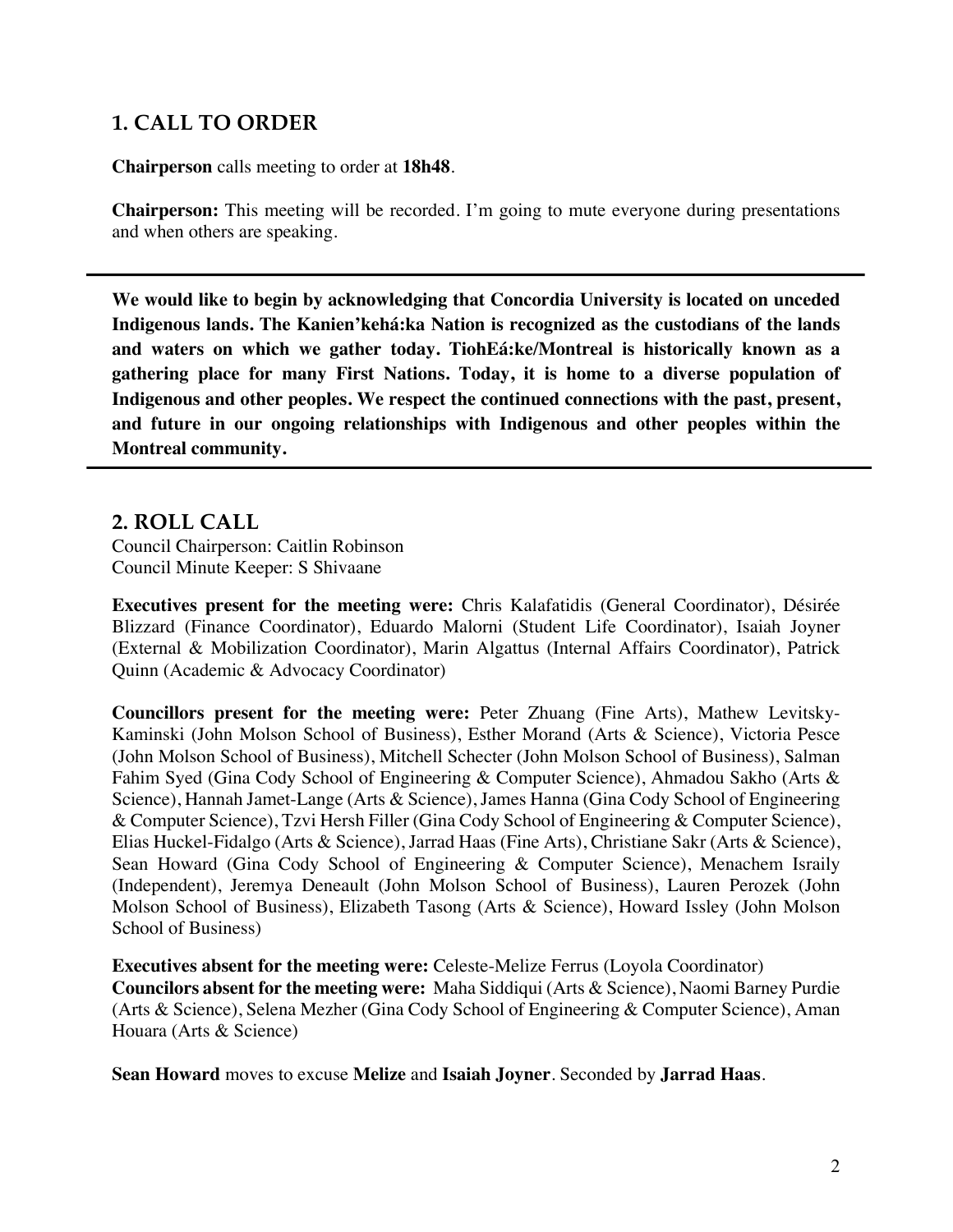## 1. CALL TO ORDER

**Chairperson** calls meeting to order at **18h48**.

**Chairperson:** This meeting will be recorded. I'm going to mute everyone during presentations and when others are speaking.

---

**We would like to begin by acknowledging that Concordia University is located on unceded Indigenous lands. The Kanien'kehá:ka Nation is recognized as the custodians of the lands and waters on which we gather today. TiohEá:ke/Montreal is historically known as a gathering place for many First Nations. Today, it is home to a diverse population of Indigenous and other peoples. We respect the continued connections with the past, present, and future in our ongoing relationships with Indigenous and other peoples within the Montreal community.**

---

## 2. ROLL CALL

Council Chairperson: Caitlin Robinson
Council Minute Keeper: S Shivaane

**Executives present for the meeting were:** Chris Kalafatidis (General Coordinator), Désirée Blizzard (Finance Coordinator), Eduardo Malorni (Student Life Coordinator), Isaiah Joyner (External & Mobilization Coordinator), Marin Algattus (Internal Affairs Coordinator), Patrick Quinn (Academic & Advocacy Coordinator)

**Councillors present for the meeting were:** Peter Zhuang (Fine Arts), Mathew Levitsky-Kaminski (John Molson School of Business), Esther Morand (Arts & Science), Victoria Pesce (John Molson School of Business), Mitchell Schecter (John Molson School of Business), Salman Fahim Syed (Gina Cody School of Engineering & Computer Science), Ahmadou Sakho (Arts & Science), Hannah Jamet-Lange (Arts & Science), James Hanna (Gina Cody School of Engineering & Computer Science), Tzvi Hersh Filler (Gina Cody School of Engineering & Computer Science), Elias Huckel-Fidalgo (Arts & Science), Jarrad Haas (Fine Arts), Christiane Sakr (Arts & Science), Sean Howard (Gina Cody School of Engineering & Computer Science), Menachem Israily (Independent), Jeremya Deneault (John Molson School of Business), Lauren Perozek (John Molson School of Business), Elizabeth Tasong (Arts & Science), Howard Issley (John Molson School of Business)

**Executives absent for the meeting were:** Celeste-Melize Ferrus (Loyola Coordinator)
**Councilors absent for the meeting were:** Maha Siddiqui (Arts & Science), Naomi Barney Purdie (Arts & Science), Selena Mezher (Gina Cody School of Engineering & Computer Science), Aman Houara (Arts & Science)

**Sean Howard** moves to excuse **Melize** and **Isaiah Joyner**. Seconded by **Jarrad Haas**.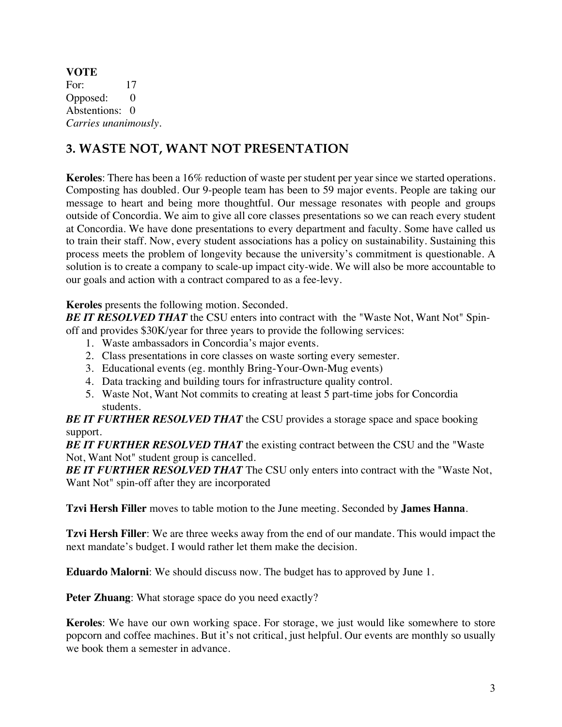**VOTE**
For: 17
Opposed: 0
Abstentions: 0
*Carries unanimously*.

## 3. WASTE NOT, WANT NOT PRESENTATION

**Keroles**: There has been a 16% reduction of waste per student per year since we started operations. Composting has doubled. Our 9-people team has been to 59 major events. People are taking our message to heart and being more thoughtful. Our message resonates with people and groups outside of Concordia. We aim to give all core classes presentations so we can reach every student at Concordia. We have done presentations to every department and faculty. Some have called us to train their staff. Now, every student associations has a policy on sustainability. Sustaining this process meets the problem of longevity because the university's commitment is questionable. A solution is to create a company to scale-up impact city-wide. We will also be more accountable to our goals and action with a contract compared to as a fee-levy.

**Keroles** presents the following motion. Seconded.

***BE IT RESOLVED THAT*** the CSU enters into contract with the "Waste Not, Want Not" Spin-off and provides $30K/year for three years to provide the following services:

1. Waste ambassadors in Concordia's major events.
2. Class presentations in core classes on waste sorting every semester.
3. Educational events (eg. monthly Bring-Your-Own-Mug events)
4. Data tracking and building tours for infrastructure quality control.
5. Waste Not, Want Not commits to creating at least 5 part-time jobs for Concordia students.

***BE IT FURTHER RESOLVED THAT*** the CSU provides a storage space and space booking support.

***BE IT FURTHER RESOLVED THAT*** the existing contract between the CSU and the "Waste Not, Want Not" student group is cancelled.

***BE IT FURTHER RESOLVED THAT*** The CSU only enters into contract with the "Waste Not, Want Not" spin-off after they are incorporated

**Tzvi Hersh Filler** moves to table motion to the June meeting. Seconded by **James Hanna**.

**Tzvi Hersh Filler**: We are three weeks away from the end of our mandate. This would impact the next mandate's budget. I would rather let them make the decision.

**Eduardo Malorni**: We should discuss now. The budget has to approved by June 1.

**Peter Zhuang**: What storage space do you need exactly?

**Keroles**: We have our own working space. For storage, we just would like somewhere to store popcorn and coffee machines. But it's not critical, just helpful. Our events are monthly so usually we book them a semester in advance.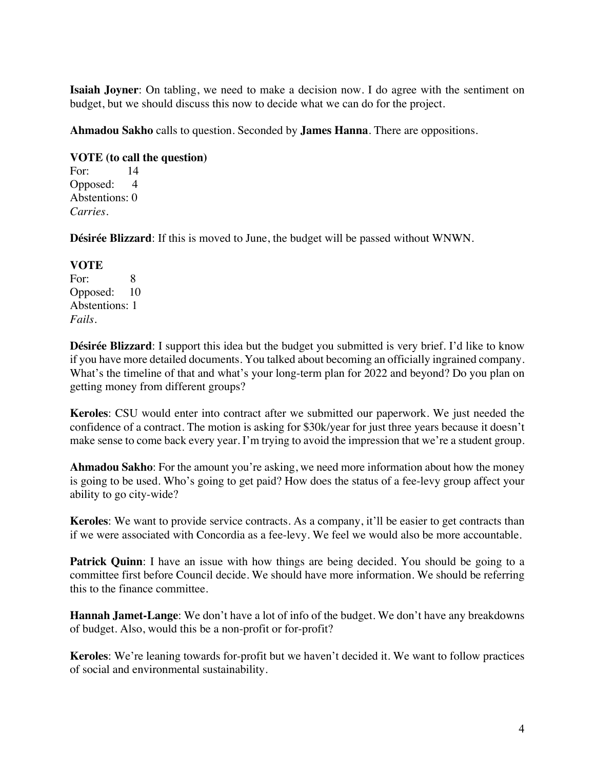**Isaiah Joyner**: On tabling, we need to make a decision now. I do agree with the sentiment on budget, but we should discuss this now to decide what we can do for the project.

**Ahmadou Sakho** calls to question. Seconded by **James Hanna**. There are oppositions.

**VOTE (to call the question)**
For: 14
Opposed: 4
Abstentions: 0
*Carries.*

**Désirée Blizzard**: If this is moved to June, the budget will be passed without WNWN.

**VOTE**
For: 8
Opposed: 10
Abstentions: 1
*Fails.*

**Désirée Blizzard**: I support this idea but the budget you submitted is very brief. I'd like to know if you have more detailed documents. You talked about becoming an officially ingrained company. What's the timeline of that and what's your long-term plan for 2022 and beyond? Do you plan on getting money from different groups?

**Keroles**: CSU would enter into contract after we submitted our paperwork. We just needed the confidence of a contract. The motion is asking for $30k/year for just three years because it doesn't make sense to come back every year. I'm trying to avoid the impression that we're a student group.

**Ahmadou Sakho**: For the amount you're asking, we need more information about how the money is going to be used. Who's going to get paid? How does the status of a fee-levy group affect your ability to go city-wide?

**Keroles**: We want to provide service contracts. As a company, it'll be easier to get contracts than if we were associated with Concordia as a fee-levy. We feel we would also be more accountable.

**Patrick Quinn**: I have an issue with how things are being decided. You should be going to a committee first before Council decide. We should have more information. We should be referring this to the finance committee.

**Hannah Jamet-Lange**: We don't have a lot of info of the budget. We don't have any breakdowns of budget. Also, would this be a non-profit or for-profit?

**Keroles**: We're leaning towards for-profit but we haven't decided it. We want to follow practices of social and environmental sustainability.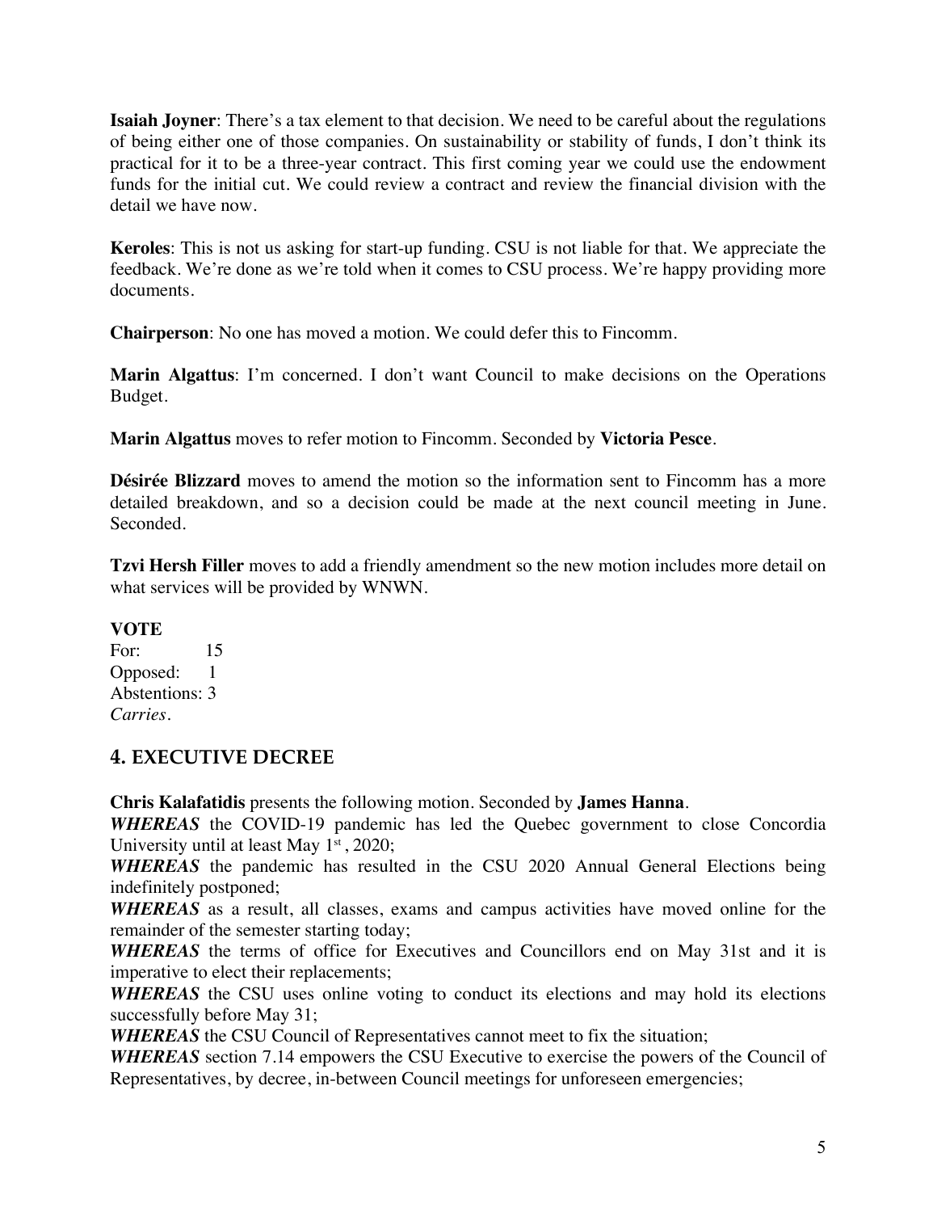**Isaiah Joyner**: There's a tax element to that decision. We need to be careful about the regulations of being either one of those companies. On sustainability or stability of funds, I don't think its practical for it to be a three-year contract. This first coming year we could use the endowment funds for the initial cut. We could review a contract and review the financial division with the detail we have now.

**Keroles**: This is not us asking for start-up funding. CSU is not liable for that. We appreciate the feedback. We're done as we're told when it comes to CSU process. We're happy providing more documents.

**Chairperson**: No one has moved a motion. We could defer this to Fincomm.

**Marin Algattus**: I'm concerned. I don't want Council to make decisions on the Operations Budget.

**Marin Algattus** moves to refer motion to Fincomm. Seconded by **Victoria Pesce**.

**Désirée Blizzard** moves to amend the motion so the information sent to Fincomm has a more detailed breakdown, and so a decision could be made at the next council meeting in June. Seconded.

**Tzvi Hersh Filler** moves to add a friendly amendment so the new motion includes more detail on what services will be provided by WNWN.

**VOTE**
For: 15
Opposed: 1
Abstentions: 3
*Carries.*

## 4. EXECUTIVE DECREE

**Chris Kalafatidis** presents the following motion. Seconded by **James Hanna**.

***WHEREAS*** the COVID-19 pandemic has led the Quebec government to close Concordia University until at least May 1st, 2020;

***WHEREAS*** the pandemic has resulted in the CSU 2020 Annual General Elections being indefinitely postponed;

***WHEREAS*** as a result, all classes, exams and campus activities have moved online for the remainder of the semester starting today;

***WHEREAS*** the terms of office for Executives and Councillors end on May 31st and it is imperative to elect their replacements;

***WHEREAS*** the CSU uses online voting to conduct its elections and may hold its elections successfully before May 31;

***WHEREAS*** the CSU Council of Representatives cannot meet to fix the situation;

***WHEREAS*** section 7.14 empowers the CSU Executive to exercise the powers of the Council of Representatives, by decree, in-between Council meetings for unforeseen emergencies;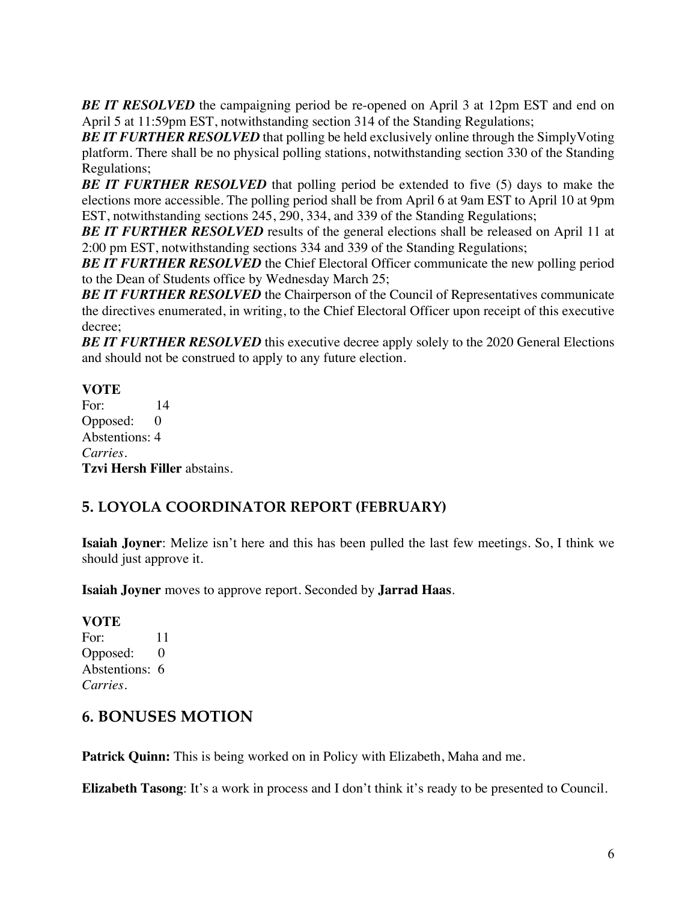***BE IT RESOLVED*** the campaigning period be re-opened on April 3 at 12pm EST and end on April 5 at 11:59pm EST, notwithstanding section 314 of the Standing Regulations;
***BE IT FURTHER RESOLVED*** that polling be held exclusively online through the SimplyVoting platform. There shall be no physical polling stations, notwithstanding section 330 of the Standing Regulations;
***BE IT FURTHER RESOLVED*** that polling period be extended to five (5) days to make the elections more accessible. The polling period shall be from April 6 at 9am EST to April 10 at 9pm EST, notwithstanding sections 245, 290, 334, and 339 of the Standing Regulations;
***BE IT FURTHER RESOLVED*** results of the general elections shall be released on April 11 at 2:00 pm EST, notwithstanding sections 334 and 339 of the Standing Regulations;
***BE IT FURTHER RESOLVED*** the Chief Electoral Officer communicate the new polling period to the Dean of Students office by Wednesday March 25;
***BE IT FURTHER RESOLVED*** the Chairperson of the Council of Representatives communicate the directives enumerated, in writing, to the Chief Electoral Officer upon receipt of this executive decree;
***BE IT FURTHER RESOLVED*** this executive decree apply solely to the 2020 General Elections and should not be construed to apply to any future election.

**VOTE**
For: 14
Opposed: 0
Abstentions: 4
*Carries.*
**Tzvi Hersh Filler** abstains.

## 5. LOYOLA COORDINATOR REPORT (FEBRUARY)

**Isaiah Joyner**: Melize isn't here and this has been pulled the last few meetings. So, I think we should just approve it.

**Isaiah Joyner** moves to approve report. Seconded by **Jarrad Haas**.

**VOTE**
For: 11
Opposed: 0
Abstentions: 6
*Carries.*

## 6. BONUSES MOTION

**Patrick Quinn:** This is being worked on in Policy with Elizabeth, Maha and me.

**Elizabeth Tasong**: It's a work in process and I don't think it's ready to be presented to Council.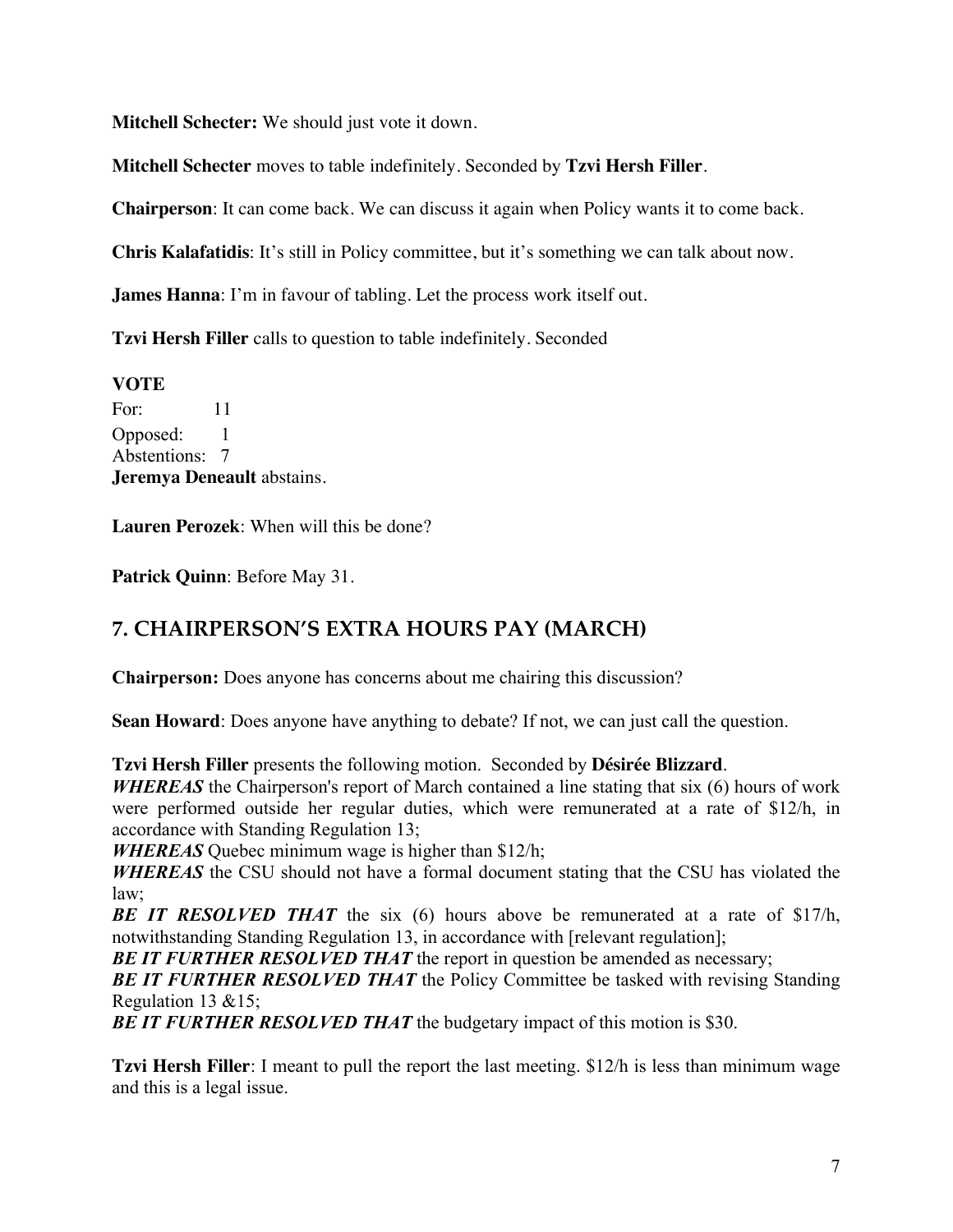**Mitchell Schecter:** We should just vote it down.

**Mitchell Schecter** moves to table indefinitely. Seconded by **Tzvi Hersh Filler**.

**Chairperson**: It can come back. We can discuss it again when Policy wants it to come back.

**Chris Kalafatidis**: It's still in Policy committee, but it's something we can talk about now.

**James Hanna**: I'm in favour of tabling. Let the process work itself out.

**Tzvi Hersh Filler** calls to question to table indefinitely. Seconded

**VOTE**
For: 11
Opposed: 1
Abstentions: 7
**Jeremya Deneault** abstains.

**Lauren Perozek**: When will this be done?

**Patrick Quinn**: Before May 31.

## 7. CHAIRPERSON'S EXTRA HOURS PAY (MARCH)

**Chairperson:** Does anyone has concerns about me chairing this discussion?

**Sean Howard**: Does anyone have anything to debate? If not, we can just call the question.

**Tzvi Hersh Filler** presents the following motion. Seconded by **Désirée Blizzard**.
***WHEREAS*** the Chairperson's report of March contained a line stating that six (6) hours of work were performed outside her regular duties, which were remunerated at a rate of $12/h, in accordance with Standing Regulation 13;
***WHEREAS*** Quebec minimum wage is higher than $12/h;
***WHEREAS*** the CSU should not have a formal document stating that the CSU has violated the law;
***BE IT RESOLVED THAT*** the six (6) hours above be remunerated at a rate of $17/h, notwithstanding Standing Regulation 13, in accordance with [relevant regulation];
***BE IT FURTHER RESOLVED THAT*** the report in question be amended as necessary;
***BE IT FURTHER RESOLVED THAT*** the Policy Committee be tasked with revising Standing Regulation 13 &15;
***BE IT FURTHER RESOLVED THAT*** the budgetary impact of this motion is $30.

**Tzvi Hersh Filler**: I meant to pull the report the last meeting. $12/h is less than minimum wage and this is a legal issue.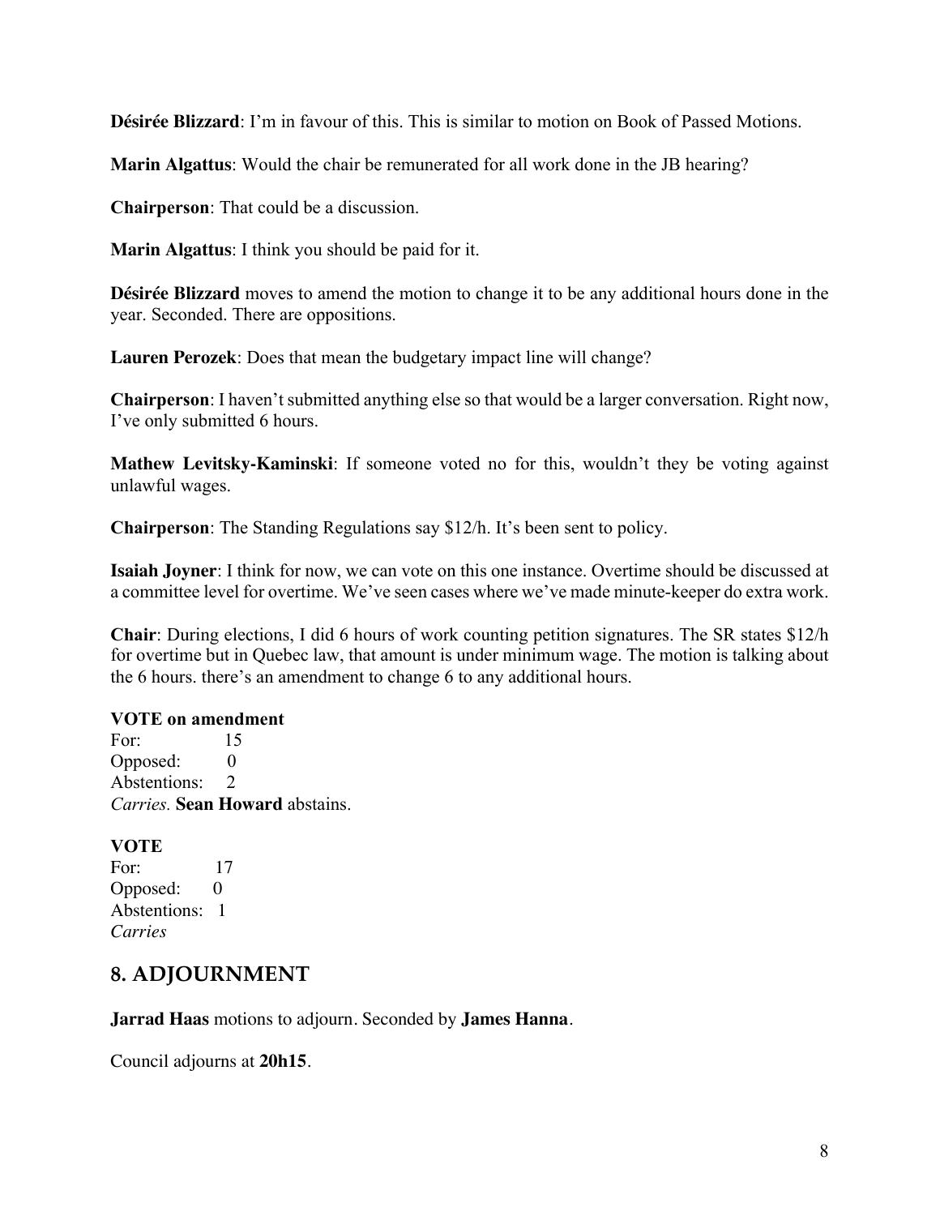**Désirée Blizzard**: I'm in favour of this. This is similar to motion on Book of Passed Motions.

**Marin Algattus**: Would the chair be remunerated for all work done in the JB hearing?

**Chairperson**: That could be a discussion.

**Marin Algattus**: I think you should be paid for it.

**Désirée Blizzard** moves to amend the motion to change it to be any additional hours done in the year. Seconded. There are oppositions.

**Lauren Perozek**: Does that mean the budgetary impact line will change?

**Chairperson**: I haven't submitted anything else so that would be a larger conversation. Right now, I've only submitted 6 hours.

**Mathew Levitsky-Kaminski**: If someone voted no for this, wouldn't they be voting against unlawful wages.

**Chairperson**: The Standing Regulations say $12/h. It's been sent to policy.

**Isaiah Joyner**: I think for now, we can vote on this one instance. Overtime should be discussed at a committee level for overtime. We've seen cases where we've made minute-keeper do extra work.

**Chair**: During elections, I did 6 hours of work counting petition signatures. The SR states $12/h for overtime but in Quebec law, that amount is under minimum wage. The motion is talking about the 6 hours. there's an amendment to change 6 to any additional hours.

**VOTE on amendment**

For: 15
Opposed: 0
Abstentions: 2
*Carries.* **Sean Howard** abstains.

**VOTE**

For: 17
Opposed: 0
Abstentions: 1
*Carries*

## 8. ADJOURNMENT

**Jarrad Haas** motions to adjourn. Seconded by **James Hanna**.

Council adjourns at **20h15**.